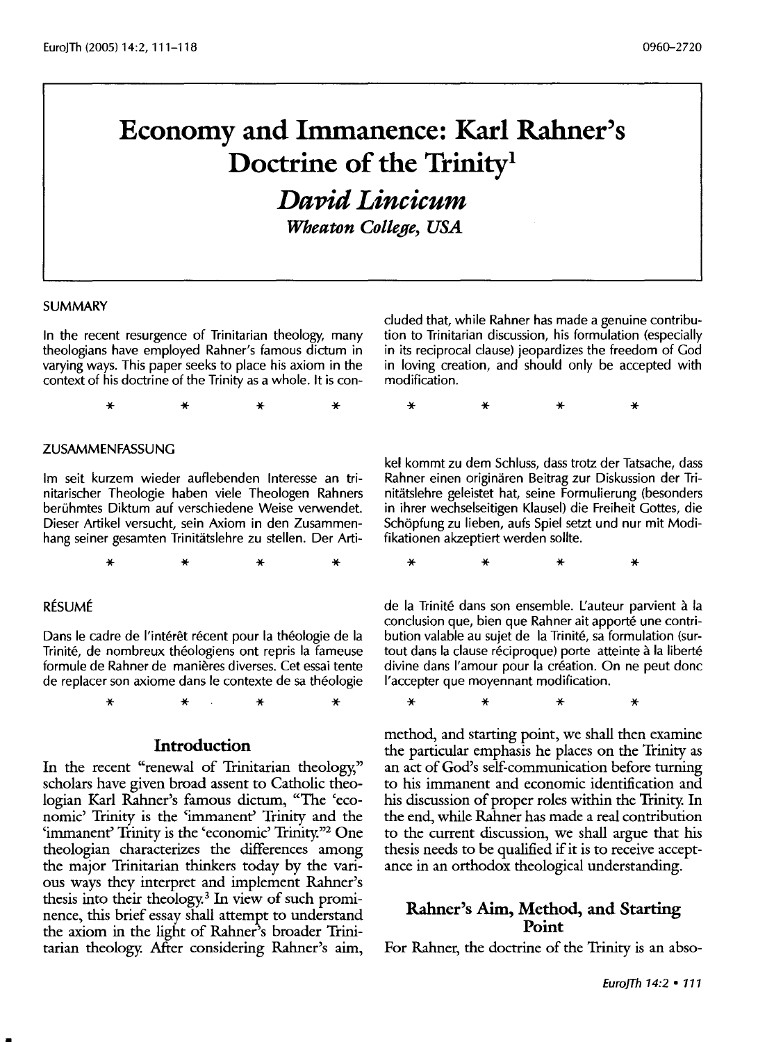# Economy and Immanence: Karl Rahner's Doctrine of the Trinity[1]

***David Lincicum***

***Wheaton College, USA***

SUMMARY

In the recent resurgence of Trinitarian theology, many theologians have employed Rahner's famous dictum in varying ways. This paper seeks to place his axiom in the context of his doctrine of the Trinity as a whole. It is concluded that, while Rahner has made a genuine contribution to Trinitarian discussion, his formulation (especially in its reciprocal clause) jeopardizes the freedom of God in loving creation, and should only be accepted with modification.

\* \* \* \* \* \* \* \*

ZUSAMMENFASSUNG

Im seit kurzem wieder auflebenden Interesse an trinitarischer Theologie haben viele Theologen Rahners berühmtes Diktum auf verschiedene Weise verwendet. Dieser Artikel versucht, sein Axiom in den Zusammenhang seiner gesamten Trinitätslehre zu stellen. Der Artikel kommt zu dem Schluss, dass trotz der Tatsache, dass Rahner einen originären Beitrag zur Diskussion der Trinitätslehre geleistet hat, seine Formulierung (besonders in ihrer wechselseitigen Klausel) die Freiheit Gottes, die Schöpfung zu lieben, aufs Spiel setzt und nur mit Modifikationen akzeptiert werden sollte.

\* \* \* \* \* \* \* \*

RÉSUMÉ

Dans le cadre de l'intérêt récent pour la théologie de la Trinité, de nombreux théologiens ont repris la fameuse formule de Rahner de manières diverses. Cet essai tente de replacer son axiome dans le contexte de sa théologie de la Trinité dans son ensemble. L'auteur parvient à la conclusion que, bien que Rahner ait apporté une contribution valable au sujet de la Trinité, sa formulation (surtout dans la clause réciproque) porte atteinte à la liberté divine dans l'amour pour la création. On ne peut donc l'accepter que moyennant modification.

\* \* \* \* \* \* \* \*

## Introduction

In the recent "renewal of Trinitarian theology," scholars have given broad assent to Catholic theologian Karl Rahner's famous dictum, "The 'economic' Trinity is the 'immanent' Trinity and the 'immanent' Trinity is the 'economic' Trinity."[2] One theologian characterizes the differences among the major Trinitarian thinkers today by the various ways they interpret and implement Rahner's thesis into their theology.[3] In view of such prominence, this brief essay shall attempt to understand the axiom in the light of Rahner's broader Trinitarian theology. After considering Rahner's aim, method, and starting point, we shall then examine the particular emphasis he places on the Trinity as an act of God's self-communication before turning to his immanent and economic identification and his discussion of proper roles within the Trinity. In the end, while Rahner has made a real contribution to the current discussion, we shall argue that his thesis needs to be qualified if it is to receive acceptance in an orthodox theological understanding.

## Rahner's Aim, Method, and Starting Point

For Rahner, the doctrine of the Trinity is an abso-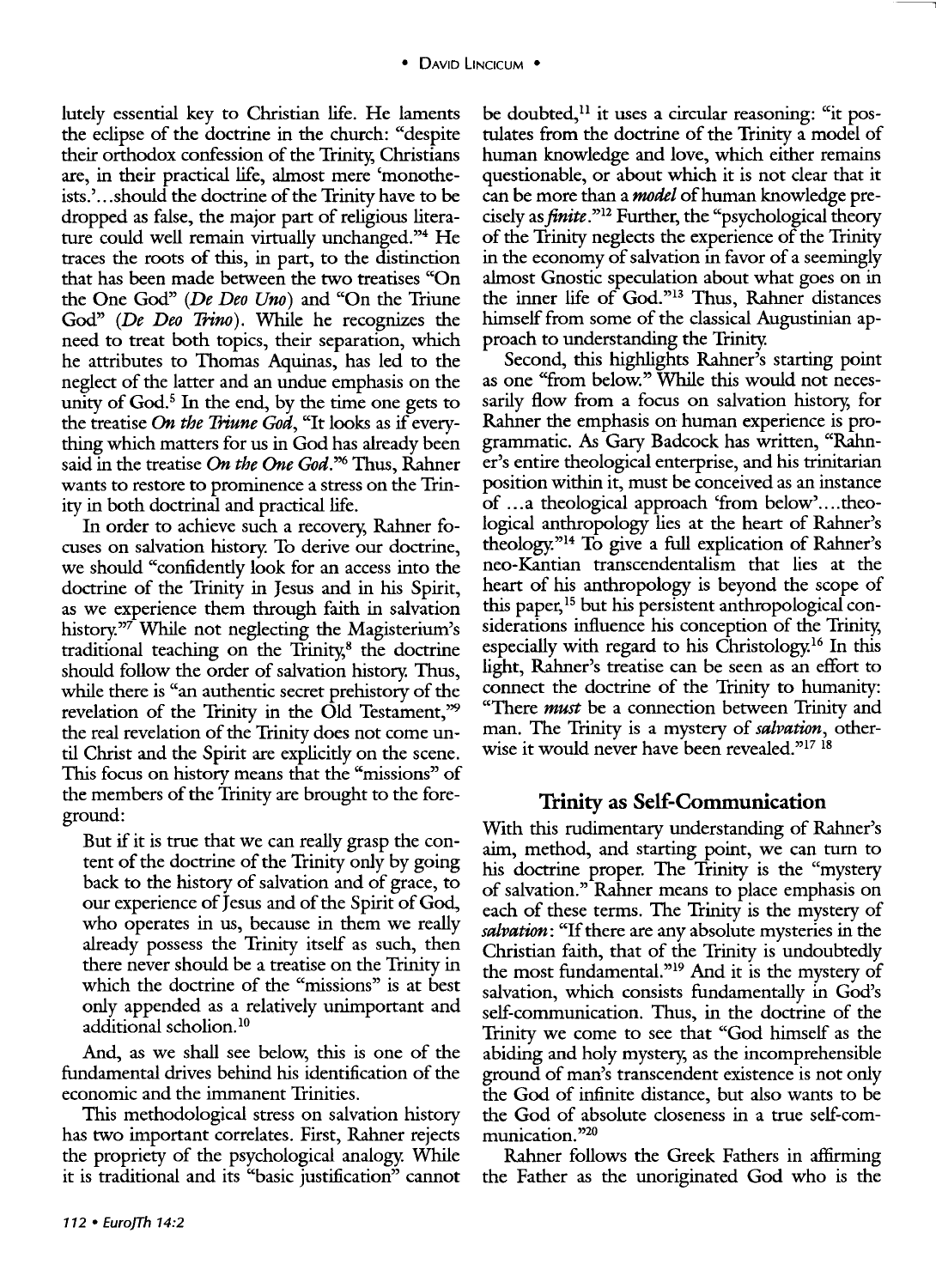lutely essential key to Christian life. He laments the eclipse of the doctrine in the church: "despite their orthodox confession of the Trinity, Christians are, in their practical life, almost mere 'monotheists.'...should the doctrine of the Trinity have to be dropped as false, the major part of religious literature could well remain virtually unchanged."[4] He traces the roots of this, in part, to the distinction that has been made between the two treatises "On the One God" (*De Deo Uno*) and "On the Triune God" (*De Deo Trino*). While he recognizes the need to treat both topics, their separation, which he attributes to Thomas Aquinas, has led to the neglect of the latter and an undue emphasis on the unity of God.[5] In the end, by the time one gets to the treatise *On the Triune God*, "It looks as if everything which matters for us in God has already been said in the treatise *On the One God*."[6] Thus, Rahner wants to restore to prominence a stress on the Trinity in both doctrinal and practical life.

In order to achieve such a recovery, Rahner focuses on salvation history. To derive our doctrine, we should "confidently look for an access into the doctrine of the Trinity in Jesus and in his Spirit, as we experience them through faith in salvation history."[7] While not neglecting the Magisterium's traditional teaching on the Trinity,[8] the doctrine should follow the order of salvation history. Thus, while there is "an authentic secret prehistory of the revelation of the Trinity in the Old Testament,"[9] the real revelation of the Trinity does not come until Christ and the Spirit are explicitly on the scene. This focus on history means that the "missions" of the members of the Trinity are brought to the foreground:

> But if it is true that we can really grasp the content of the doctrine of the Trinity only by going back to the history of salvation and of grace, to our experience of Jesus and of the Spirit of God, who operates in us, because in them we really already possess the Trinity itself as such, then there never should be a treatise on the Trinity in which the doctrine of the "missions" is at best only appended as a relatively unimportant and additional scholion.[10]

And, as we shall see below, this is one of the fundamental drives behind his identification of the economic and the immanent Trinities.

This methodological stress on salvation history has two important correlates. First, Rahner rejects the propriety of the psychological analogy. While it is traditional and its "basic justification" cannot be doubted,[11] it uses a circular reasoning: "it postulates from the doctrine of the Trinity a model of human knowledge and love, which either remains questionable, or about which it is not clear that it can be more than a ***model*** of human knowledge precisely as ***finite***."[12] Further, the "psychological theory of the Trinity neglects the experience of the Trinity in the economy of salvation in favor of a seemingly almost Gnostic speculation about what goes on in the inner life of God."[13] Thus, Rahner distances himself from some of the classical Augustinian approach to understanding the Trinity.

Second, this highlights Rahner's starting point as one "from below." While this would not necessarily flow from a focus on salvation history, for Rahner the emphasis on human experience is programmatic. As Gary Badcock has written, "Rahner's entire theological enterprise, and his trinitarian position within it, must be conceived as an instance of ...a theological approach 'from below'....theological anthropology lies at the heart of Rahner's theology."[14] To give a full explication of Rahner's neo-Kantian transcendentalism that lies at the heart of his anthropology is beyond the scope of this paper,[15] but his persistent anthropological considerations influence his conception of the Trinity, especially with regard to his Christology.[16] In this light, Rahner's treatise can be seen as an effort to connect the doctrine of the Trinity to humanity: "There ***must*** be a connection between Trinity and man. The Trinity is a mystery of ***salvation***, otherwise it would never have been revealed."[17] [18]

## Trinity as Self-Communication

With this rudimentary understanding of Rahner's aim, method, and starting point, we can turn to his doctrine proper. The Trinity is the "mystery of salvation." Rahner means to place emphasis on each of these terms. The Trinity is the mystery of ***salvation***: "If there are any absolute mysteries in the Christian faith, that of the Trinity is undoubtedly the most fundamental."[19] And it is the mystery of salvation, which consists fundamentally in God's self-communication. Thus, in the doctrine of the Trinity we come to see that "God himself as the abiding and holy mystery, as the incomprehensible ground of man's transcendent existence is not only the God of infinite distance, but also wants to be the God of absolute closeness in a true self-communication."[20]

Rahner follows the Greek Fathers in affirming the Father as the unoriginated God who is the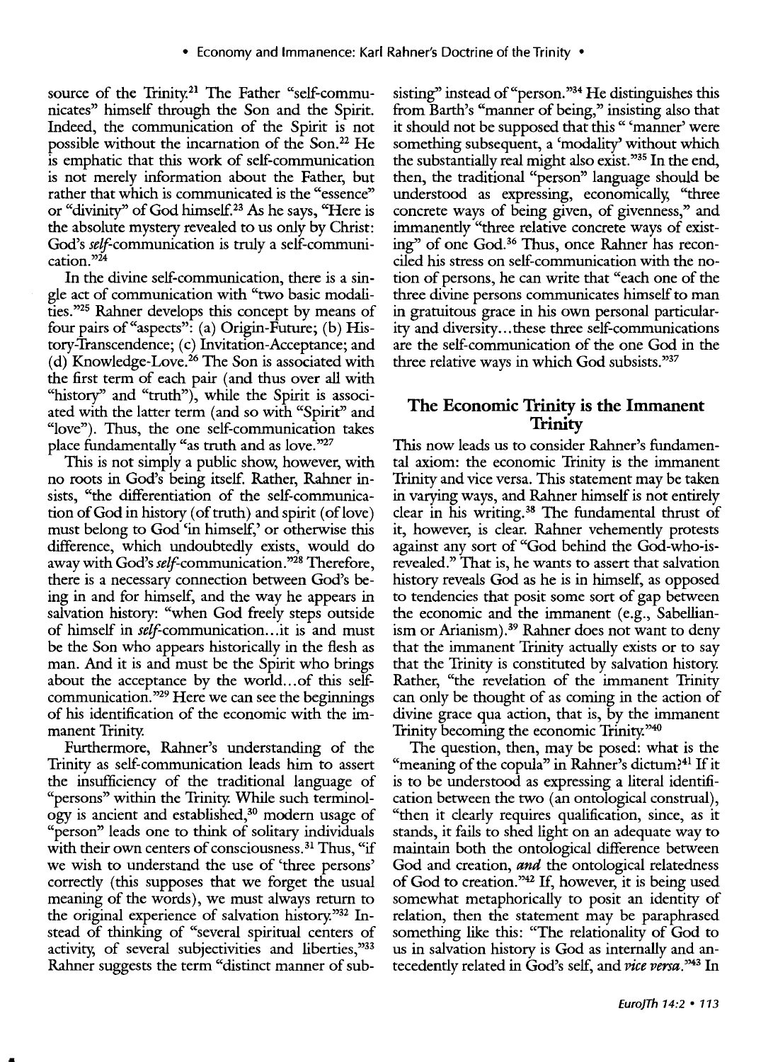source of the Trinity.[21] The Father "self-communicates" himself through the Son and the Spirit. Indeed, the communication of the Spirit is not possible without the incarnation of the Son.[22] He is emphatic that this work of self-communication is not merely information about the Father, but rather that which is communicated is the "essence" or "divinity" of God himself.[23] As he says, "Here is the absolute mystery revealed to us only by Christ: God's *self*-communication is truly a self-communication."[24]

In the divine self-communication, there is a single act of communication with "two basic modalities."[25] Rahner develops this concept by means of four pairs of "aspects": (a) Origin-Future; (b) History-Transcendence; (c) Invitation-Acceptance; and (d) Knowledge-Love.[26] The Son is associated with the first term of each pair (and thus over all with "history" and "truth"), while the Spirit is associated with the latter term (and so with "Spirit" and "love"). Thus, the one self-communication takes place fundamentally "as truth and as love."[27]

This is not simply a public show, however, with no roots in God's being itself. Rather, Rahner insists, "the differentiation of the self-communication of God in history (of truth) and spirit (of love) must belong to God 'in himself,' or otherwise this difference, which undoubtedly exists, would do away with God's *self*-communication."[28] Therefore, there is a necessary connection between God's being in and for himself, and the way he appears in salvation history: "when God freely steps outside of himself in *self*-communication...it is and must be the Son who appears historically in the flesh as man. And it is and must be the Spirit who brings about the acceptance by the world...of this self-communication."[29] Here we can see the beginnings of his identification of the economic with the immanent Trinity.

Furthermore, Rahner's understanding of the Trinity as self-communication leads him to assert the insufficiency of the traditional language of "persons" within the Trinity. While such terminology is ancient and established,[30] modern usage of "person" leads one to think of solitary individuals with their own centers of consciousness.[31] Thus, "if we wish to understand the use of 'three persons' correctly (this supposes that we forget the usual meaning of the words), we must always return to the original experience of salvation history."[32] Instead of thinking of "several spiritual centers of activity, of several subjectivities and liberties,"[33] Rahner suggests the term "distinct manner of subsisting" instead of "person."[34] He distinguishes this from Barth's "manner of being," insisting also that it should not be supposed that this " 'manner' were something subsequent, a 'modality' without which the substantially real might also exist."[35] In the end, then, the traditional "person" language should be understood as expressing, economically, "three concrete ways of being given, of givenness," and immanently "three relative concrete ways of existing" of one God.[36] Thus, once Rahner has reconciled his stress on self-communication with the notion of persons, he can write that "each one of the three divine persons communicates himself to man in gratuitous grace in his own personal particularity and diversity...these three self-communications are the self-communication of the one God in the three relative ways in which God subsists."[37]

## The Economic Trinity is the Immanent Trinity

This now leads us to consider Rahner's fundamental axiom: the economic Trinity is the immanent Trinity and vice versa. This statement may be taken in varying ways, and Rahner himself is not entirely clear in his writing.[38] The fundamental thrust of it, however, is clear. Rahner vehemently protests against any sort of "God behind the God-who-is-revealed." That is, he wants to assert that salvation history reveals God as he is in himself, as opposed to tendencies that posit some sort of gap between the economic and the immanent (e.g., Sabellianism or Arianism).[39] Rahner does not want to deny that the immanent Trinity actually exists or to say that the Trinity is constituted by salvation history. Rather, "the revelation of the immanent Trinity can only be thought of as coming in the action of divine grace qua action, that is, by the immanent Trinity becoming the economic Trinity."[40]

The question, then, may be posed: what is the "meaning of the copula" in Rahner's dictum?[41] If it is to be understood as expressing a literal identification between the two (an ontological construal), "then it clearly requires qualification, since, as it stands, it fails to shed light on an adequate way to maintain both the ontological difference between God and creation, ***and*** the ontological relatedness of God to creation."[42] If, however, it is being used somewhat metaphorically to posit an identity of relation, then the statement may be paraphrased something like this: "The relationality of God to us in salvation history is God as internally and antecedently related in God's self, and *vice versa*."[43] In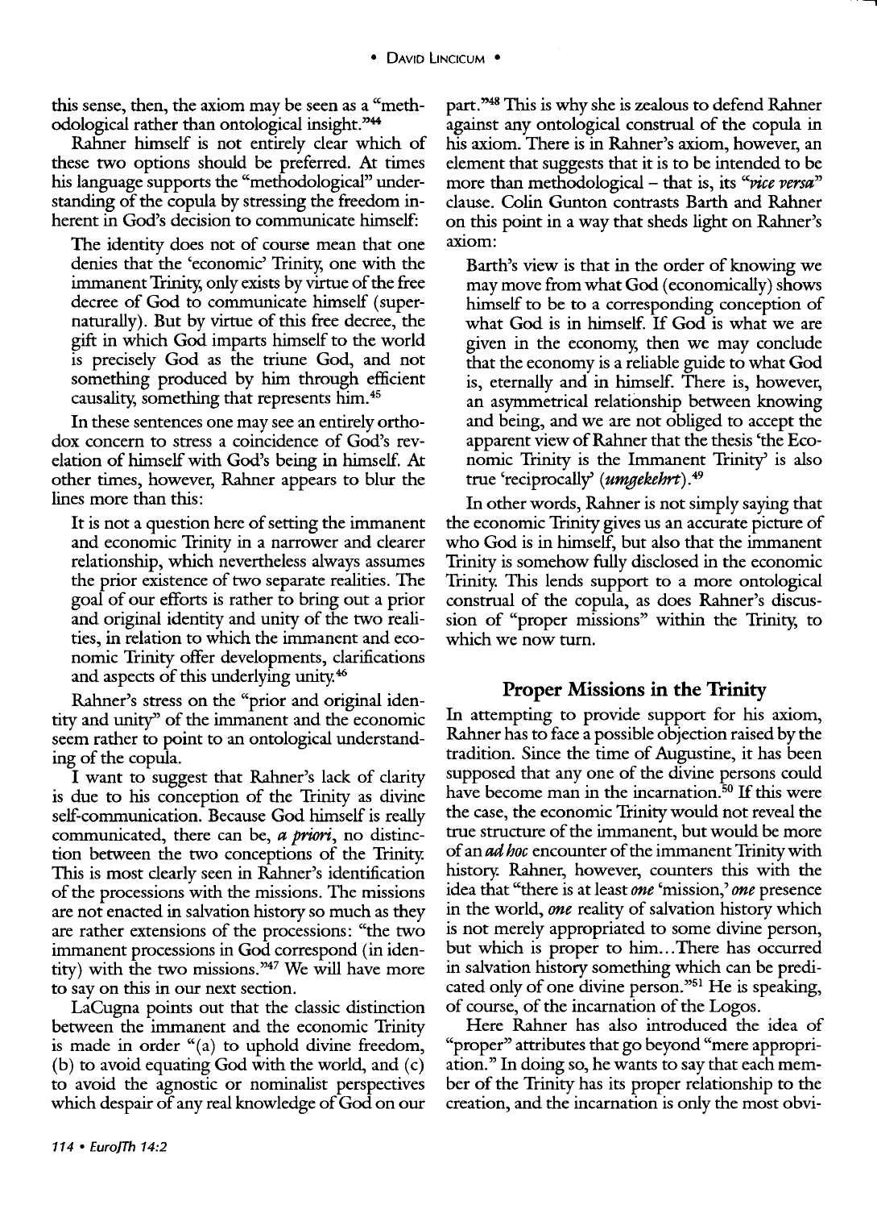this sense, then, the axiom may be seen as a "methodological rather than ontological insight."[44]

Rahner himself is not entirely clear which of these two options should be preferred. At times his language supports the "methodological" understanding of the copula by stressing the freedom inherent in God's decision to communicate himself:

> The identity does not of course mean that one denies that the 'economic' Trinity, one with the immanent Trinity, only exists by virtue of the free decree of God to communicate himself (supernaturally). But by virtue of this free decree, the gift in which God imparts himself to the world is precisely God as the triune God, and not something produced by him through efficient causality, something that represents him.[45]

In these sentences one may see an entirely orthodox concern to stress a coincidence of God's revelation of himself with God's being in himself. At other times, however, Rahner appears to blur the lines more than this:

> It is not a question here of setting the immanent and economic Trinity in a narrower and clearer relationship, which nevertheless always assumes the prior existence of two separate realities. The goal of our efforts is rather to bring out a prior and original identity and unity of the two realities, in relation to which the immanent and economic Trinity offer developments, clarifications and aspects of this underlying unity.[46]

Rahner's stress on the "prior and original identity and unity" of the immanent and the economic seem rather to point to an ontological understanding of the copula.

I want to suggest that Rahner's lack of clarity is due to his conception of the Trinity as divine self-communication. Because God himself is really communicated, there can be, *a priori*, no distinction between the two conceptions of the Trinity. This is most clearly seen in Rahner's identification of the processions with the missions. The missions are not enacted in salvation history so much as they are rather extensions of the processions: "the two immanent processions in God correspond (in identity) with the two missions."[47] We will have more to say on this in our next section.

LaCugna points out that the classic distinction between the immanent and the economic Trinity is made in order "(a) to uphold divine freedom, (b) to avoid equating God with the world, and (c) to avoid the agnostic or nominalist perspectives which despair of any real knowledge of God on our part."[48] This is why she is zealous to defend Rahner against any ontological construal of the copula in his axiom. There is in Rahner's axiom, however, an element that suggests that it is to be intended to be more than methodological – that is, its "*vice versa*" clause. Colin Gunton contrasts Barth and Rahner on this point in a way that sheds light on Rahner's axiom:

> Barth's view is that in the order of knowing we may move from what God (economically) shows himself to be to a corresponding conception of what God is in himself. If God is what we are given in the economy, then we may conclude that the economy is a reliable guide to what God is, eternally and in himself. There is, however, an asymmetrical relationship between knowing and being, and we are not obliged to accept the apparent view of Rahner that the thesis 'the Economic Trinity is the Immanent Trinity' is also true 'reciprocally' (***umgekehrt***).[49]

In other words, Rahner is not simply saying that the economic Trinity gives us an accurate picture of who God is in himself, but also that the immanent Trinity is somehow fully disclosed in the economic Trinity. This lends support to a more ontological construal of the copula, as does Rahner's discussion of "proper missions" within the Trinity, to which we now turn.

## Proper Missions in the Trinity

In attempting to provide support for his axiom, Rahner has to face a possible objection raised by the tradition. Since the time of Augustine, it has been supposed that any one of the divine persons could have become man in the incarnation.[50] If this were the case, the economic Trinity would not reveal the true structure of the immanent, but would be more of an *ad hoc* encounter of the immanent Trinity with history. Rahner, however, counters this with the idea that "there is at least *one* 'mission,' *one* presence in the world, *one* reality of salvation history which is not merely appropriated to some divine person, but which is proper to him…There has occurred in salvation history something which can be predicated only of one divine person."[51] He is speaking, of course, of the incarnation of the Logos.

Here Rahner has also introduced the idea of "proper" attributes that go beyond "mere appropriation." In doing so, he wants to say that each member of the Trinity has its proper relationship to the creation, and the incarnation is only the most obvi-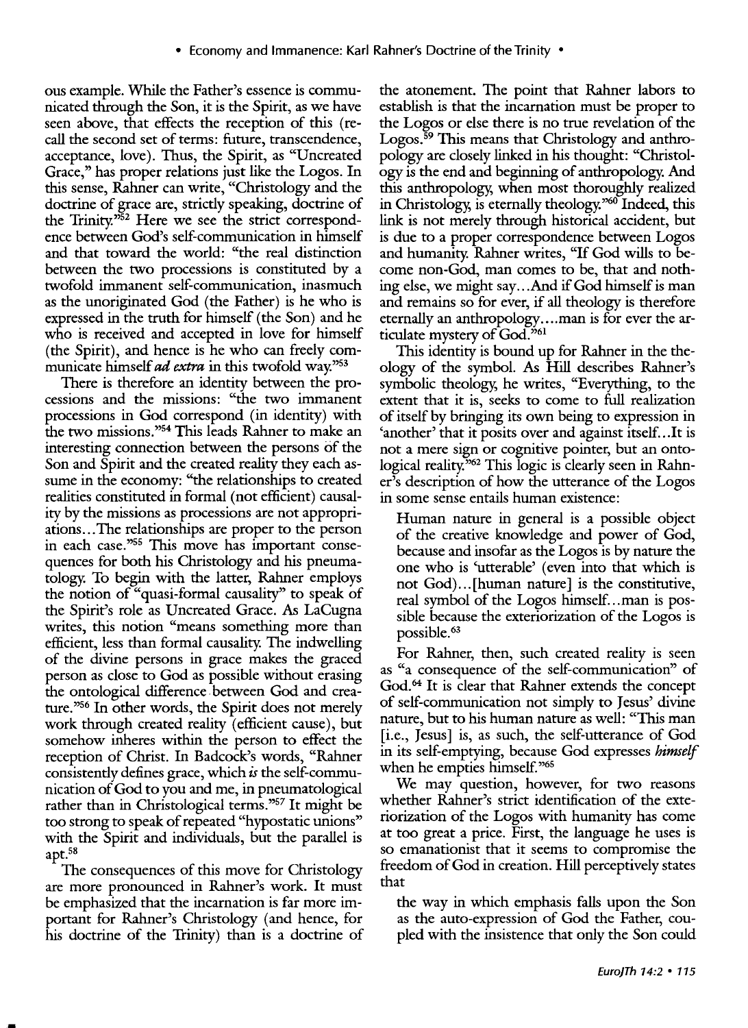ous example. While the Father's essence is communicated through the Son, it is the Spirit, as we have seen above, that effects the reception of this (recall the second set of terms: future, transcendence, acceptance, love). Thus, the Spirit, as "Uncreated Grace," has proper relations just like the Logos. In this sense, Rahner can write, "Christology and the doctrine of grace are, strictly speaking, doctrine of the Trinity."[52] Here we see the strict correspondence between God's self-communication in himself and that toward the world: "the real distinction between the two processions is constituted by a twofold immanent self-communication, inasmuch as the unoriginated God (the Father) is he who is expressed in the truth for himself (the Son) and he who is received and accepted in love for himself (the Spirit), and hence is he who can freely communicate himself *ad extra* in this twofold way."[53]

There is therefore an identity between the processions and the missions: "the two immanent processions in God correspond (in identity) with the two missions."[54] This leads Rahner to make an interesting connection between the persons of the Son and Spirit and the created reality they each assume in the economy: "the relationships to created realities constituted in formal (not efficient) causality by the missions as processions are not appropriations...The relationships are proper to the person in each case."[55] This move has important consequences for both his Christology and his pneumatology. To begin with the latter, Rahner employs the notion of "quasi-formal causality" to speak of the Spirit's role as Uncreated Grace. As LaCugna writes, this notion "means something more than efficient, less than formal causality. The indwelling of the divine persons in grace makes the graced person as close to God as possible without erasing the ontological difference between God and creature."[56] In other words, the Spirit does not merely work through created reality (efficient cause), but somehow inheres within the person to effect the reception of Christ. In Badcock's words, "Rahner consistently defines grace, which *is* the self-communication of God to you and me, in pneumatological rather than in Christological terms."[57] It might be too strong to speak of repeated "hypostatic unions" with the Spirit and individuals, but the parallel is apt.[58]

The consequences of this move for Christology are more pronounced in Rahner's work. It must be emphasized that the incarnation is far more important for Rahner's Christology (and hence, for his doctrine of the Trinity) than is a doctrine of the atonement. The point that Rahner labors to establish is that the incarnation must be proper to the Logos or else there is no true revelation of the Logos.[59] This means that Christology and anthropology are closely linked in his thought: "Christology is the end and beginning of anthropology. And this anthropology, when most thoroughly realized in Christology, is eternally theology."[60] Indeed, this link is not merely through historical accident, but is due to a proper correspondence between Logos and humanity. Rahner writes, "If God wills to become non-God, man comes to be, that and nothing else, we might say...And if God himself is man and remains so for ever, if all theology is therefore eternally an anthropology....man is for ever the articulate mystery of God."[61]

This identity is bound up for Rahner in the theology of the symbol. As Hill describes Rahner's symbolic theology, he writes, "Everything, to the extent that it is, seeks to come to full realization of itself by bringing its own being to expression in 'another' that it posits over and against itself...It is not a mere sign or cognitive pointer, but an ontological reality."[62] This logic is clearly seen in Rahner's description of how the utterance of the Logos in some sense entails human existence:

> Human nature in general is a possible object of the creative knowledge and power of God, because and insofar as the Logos is by nature the one who is 'utterable' (even into that which is not God)...[human nature] is the constitutive, real symbol of the Logos himself...man is possible because the exteriorization of the Logos is possible.[63]

For Rahner, then, such created reality is seen as "a consequence of the self-communication" of God.[64] It is clear that Rahner extends the concept of self-communication not simply to Jesus' divine nature, but to his human nature as well: "This man [i.e., Jesus] is, as such, the self-utterance of God in its self-emptying, because God expresses *himself* when he empties himself."[65]

We may question, however, for two reasons whether Rahner's strict identification of the exteriorization of the Logos with humanity has come at too great a price. First, the language he uses is so emanationist that it seems to compromise the freedom of God in creation. Hill perceptively states that

> the way in which emphasis falls upon the Son as the auto-expression of God the Father, coupled with the insistence that only the Son could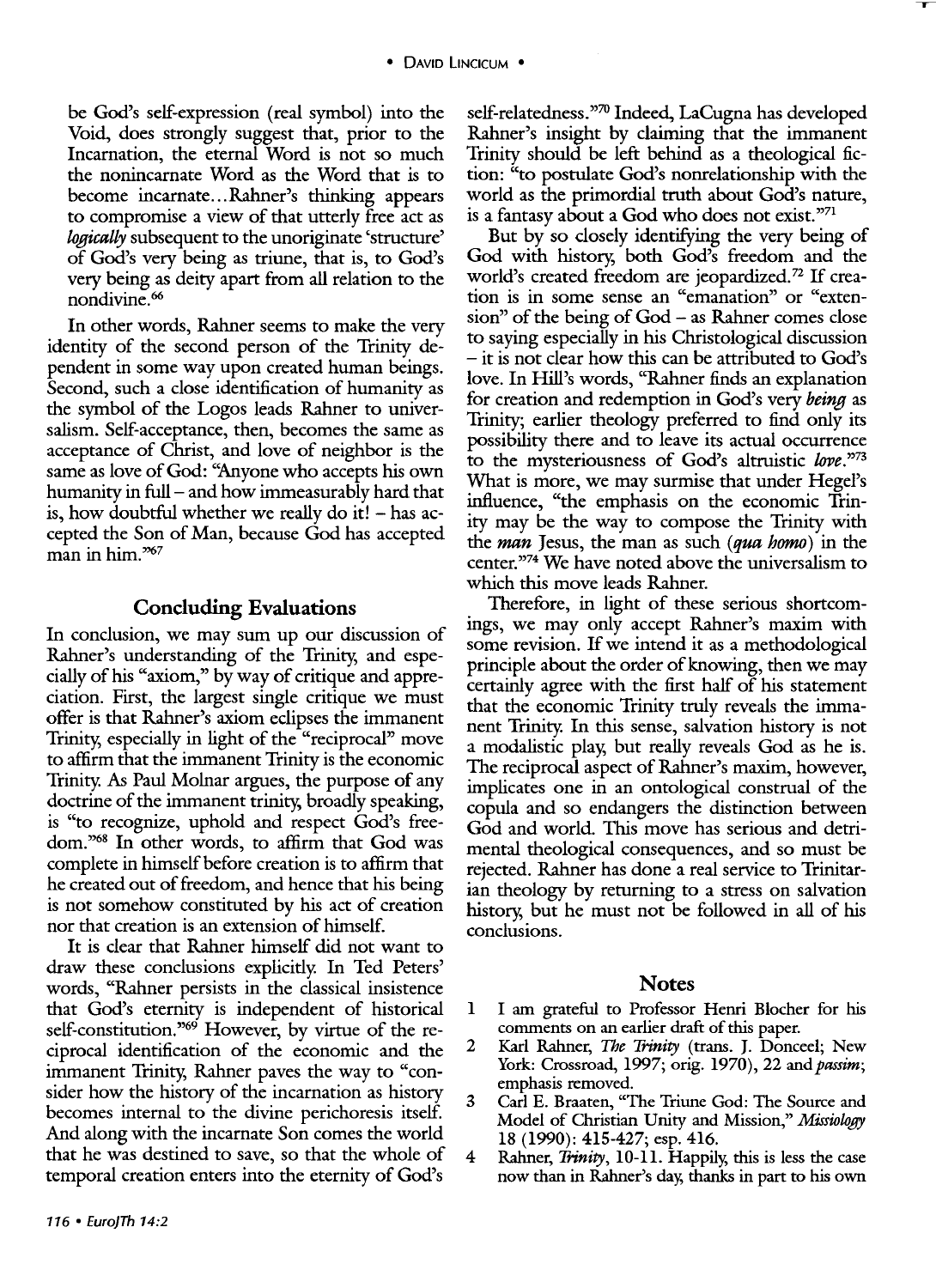be God's self-expression (real symbol) into the Void, does strongly suggest that, prior to the Incarnation, the eternal Word is not so much the nonincarnate Word as the Word that is to become incarnate...Rahner's thinking appears to compromise a view of that utterly free act as *logically* subsequent to the unoriginate 'structure' of God's very being as triune, that is, to God's very being as deity apart from all relation to the nondivine.[66]

In other words, Rahner seems to make the very identity of the second person of the Trinity dependent in some way upon created human beings. Second, such a close identification of humanity as the symbol of the Logos leads Rahner to universalism. Self-acceptance, then, becomes the same as acceptance of Christ, and love of neighbor is the same as love of God: "Anyone who accepts his own humanity in full – and how immeasurably hard that is, how doubtful whether we really do it! – has accepted the Son of Man, because God has accepted man in him."[67]

## Concluding Evaluations

In conclusion, we may sum up our discussion of Rahner's understanding of the Trinity, and especially of his "axiom," by way of critique and appreciation. First, the largest single critique we must offer is that Rahner's axiom eclipses the immanent Trinity, especially in light of the "reciprocal" move to affirm that the immanent Trinity is the economic Trinity. As Paul Molnar argues, the purpose of any doctrine of the immanent trinity, broadly speaking, is "to recognize, uphold and respect God's freedom."[68] In other words, to affirm that God was complete in himself before creation is to affirm that he created out of freedom, and hence that his being is not somehow constituted by his act of creation nor that creation is an extension of himself.

It is clear that Rahner himself did not want to draw these conclusions explicitly. In Ted Peters' words, "Rahner persists in the classical insistence that God's eternity is independent of historical self-constitution."[69] However, by virtue of the reciprocal identification of the economic and the immanent Trinity, Rahner paves the way to "consider how the history of the incarnation as history becomes internal to the divine perichoresis itself. And along with the incarnate Son comes the world that he was destined to save, so that the whole of temporal creation enters into the eternity of God's self-relatedness."[70] Indeed, LaCugna has developed Rahner's insight by claiming that the immanent Trinity should be left behind as a theological fiction: "to postulate God's nonrelationship with the world as the primordial truth about God's nature, is a fantasy about a God who does not exist."[71]

But by so closely identifying the very being of God with history, both God's freedom and the world's created freedom are jeopardized.[72] If creation is in some sense an "emanation" or "extension" of the being of God – as Rahner comes close to saying especially in his Christological discussion – it is not clear how this can be attributed to God's love. In Hill's words, "Rahner finds an explanation for creation and redemption in God's very *being* as Trinity; earlier theology preferred to find only its possibility there and to leave its actual occurrence to the mysteriousness of God's altruistic *love*."[73] What is more, we may surmise that under Hegel's influence, "the emphasis on the economic Trinity may be the way to compose the Trinity with the *man* Jesus, the man as such (*qua homo*) in the center."[74] We have noted above the universalism to which this move leads Rahner.

Therefore, in light of these serious shortcomings, we may only accept Rahner's maxim with some revision. If we intend it as a methodological principle about the order of knowing, then we may certainly agree with the first half of his statement that the economic Trinity truly reveals the immanent Trinity. In this sense, salvation history is not a modalistic play, but really reveals God as he is. The reciprocal aspect of Rahner's maxim, however, implicates one in an ontological construal of the copula and so endangers the distinction between God and world. This move has serious and detrimental theological consequences, and so must be rejected. Rahner has done a real service to Trinitarian theology by returning to a stress on salvation history, but he must not be followed in all of his conclusions.

## Notes

1. I am grateful to Professor Henri Blocher for his comments on an earlier draft of this paper.
2. Karl Rahner, *The Trinity* (trans. J. Donceel; New York: Crossroad, 1997; orig. 1970), 22 and *passim*; emphasis removed.
3. Carl E. Braaten, "The Triune God: The Source and Model of Christian Unity and Mission," *Missiology* 18 (1990): 415-427; esp. 416.
4. Rahner, *Trinity*, 10-11. Happily, this is less the case now than in Rahner's day, thanks in part to his own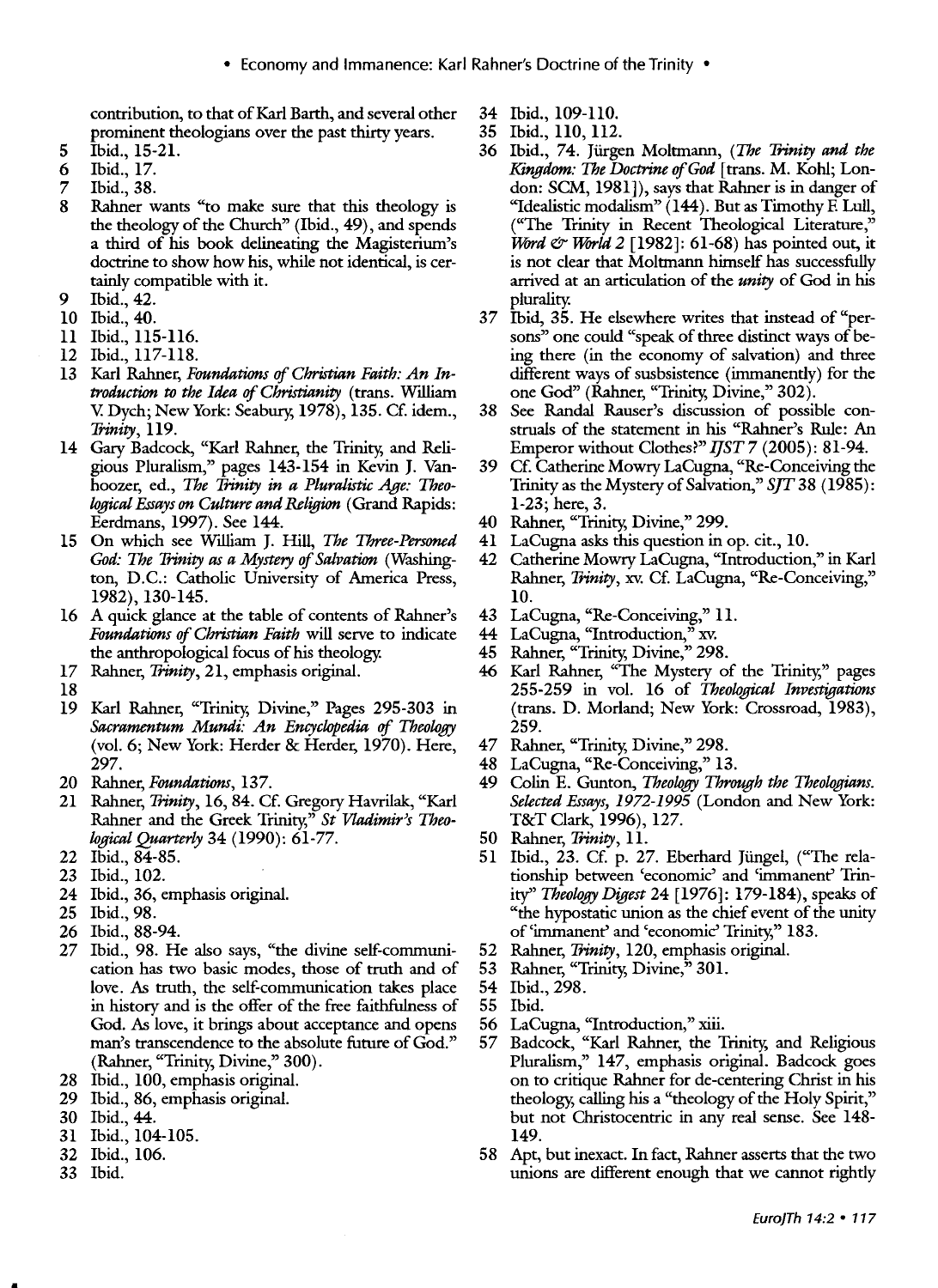contribution, to that of Karl Barth, and several other prominent theologians over the past thirty years.

5 Ibid., 15-21.
6 Ibid., 17.
7 Ibid., 38.
8 Rahner wants "to make sure that this theology is the theology of the Church" (Ibid., 49), and spends a third of his book delineating the Magisterium's doctrine to show how his, while not identical, is certainly compatible with it.
9 Ibid., 42.
10 Ibid., 40.
11 Ibid., 115-116.
12 Ibid., 117-118.
13 Karl Rahner, *Foundations of Christian Faith: An Introduction to the Idea of Christianity* (trans. William V. Dych; New York: Seabury, 1978), 135. Cf. idem., *Trinity*, 119.
14 Gary Badcock, "Karl Rahner, the Trinity, and Religious Pluralism," pages 143-154 in Kevin J. Vanhoozer, ed., *The Trinity in a Pluralistic Age: Theological Essays on Culture and Religion* (Grand Rapids: Eerdmans, 1997). See 144.
15 On which see William J. Hill, *The Three-Personed God: The Trinity as a Mystery of Salvation* (Washington, D.C.: Catholic University of America Press, 1982), 130-145.
16 A quick glance at the table of contents of Rahner's *Foundations of Christian Faith* will serve to indicate the anthropological focus of his theology.
17 Rahner, *Trinity*, 21, emphasis original.
18
19 Karl Rahner, "Trinity, Divine," Pages 295-303 in *Sacramentum Mundi: An Encyclopedia of Theology* (vol. 6; New York: Herder & Herder, 1970). Here, 297.
20 Rahner, *Foundations*, 137.
21 Rahner, *Trinity*, 16, 84. Cf. Gregory Havrilak, "Karl Rahner and the Greek Trinity," *St Vladimir's Theological Quarterly* 34 (1990): 61-77.
22 Ibid., 84-85.
23 Ibid., 102.
24 Ibid., 36, emphasis original.
25 Ibid., 98.
26 Ibid., 88-94.
27 Ibid., 98. He also says, "the divine self-communication has two basic modes, those of truth and of love. As truth, the self-communication takes place in history and is the offer of the free faithfulness of God. As love, it brings about acceptance and opens man's transcendence to the absolute future of God." (Rahner, "Trinity, Divine," 300).
28 Ibid., 100, emphasis original.
29 Ibid., 86, emphasis original.
30 Ibid., 44.
31 Ibid., 104-105.
32 Ibid., 106.
33 Ibid.
34 Ibid., 109-110.
35 Ibid., 110, 112.
36 Ibid., 74. Jürgen Moltmann, (*The Trinity and the Kingdom: The Doctrine of God* [trans. M. Kohl; London: SCM, 1981]), says that Rahner is in danger of "Idealistic modalism" (144). But as Timothy F. Lull, ("The Trinity in Recent Theological Literature," *Word & World* 2 [1982]: 61-68) has pointed out, it is not clear that Moltmann himself has successfully arrived at an articulation of the *unity* of God in his plurality.
37 Ibid, 35. He elsewhere writes that instead of "persons" one could "speak of three distinct ways of being there (in the economy of salvation) and three different ways of susbsistence (immanently) for the one God" (Rahner, "Trinity, Divine," 302).
38 See Randal Rauser's discussion of possible construals of the statement in his "Rahner's Rule: An Emperor without Clothes?" *IJST* 7 (2005): 81-94.
39 Cf. Catherine Mowry LaCugna, "Re-Conceiving the Trinity as the Mystery of Salvation," *SJT* 38 (1985): 1-23; here, 3.
40 Rahner, "Trinity, Divine," 299.
41 LaCugna asks this question in op. cit., 10.
42 Catherine Mowry LaCugna, "Introduction," in Karl Rahner, *Trinity*, xv. Cf. LaCugna, "Re-Conceiving," 10.
43 LaCugna, "Re-Conceiving," 11.
44 LaCugna, "Introduction," xv.
45 Rahner, "Trinity, Divine," 298.
46 Karl Rahner, "The Mystery of the Trinity," pages 255-259 in vol. 16 of *Theological Investigations* (trans. D. Morland; New York: Crossroad, 1983), 259.
47 Rahner, "Trinity, Divine," 298.
48 LaCugna, "Re-Conceiving," 13.
49 Colin E. Gunton, *Theology Through the Theologians. Selected Essays, 1972-1995* (London and New York: T&T Clark, 1996), 127.
50 Rahner, *Trinity*, 11.
51 Ibid., 23. Cf. p. 27. Eberhard Jüngel, ("The relationship between 'economic' and 'immanent' Trinity" *Theology Digest* 24 [1976]: 179-184), speaks of "the hypostatic union as the chief event of the unity of 'immanent' and 'economic' Trinity," 183.
52 Rahner, *Trinity*, 120, emphasis original.
53 Rahner, "Trinity, Divine," 301.
54 Ibid., 298.
55 Ibid.
56 LaCugna, "Introduction," xiii.
57 Badcock, "Karl Rahner, the Trinity, and Religious Pluralism," 147, emphasis original. Badcock goes on to critique Rahner for de-centering Christ in his theology, calling his a "theology of the Holy Spirit," but not Christocentric in any real sense. See 148-149.
58 Apt, but inexact. In fact, Rahner asserts that the two unions are different enough that we cannot rightly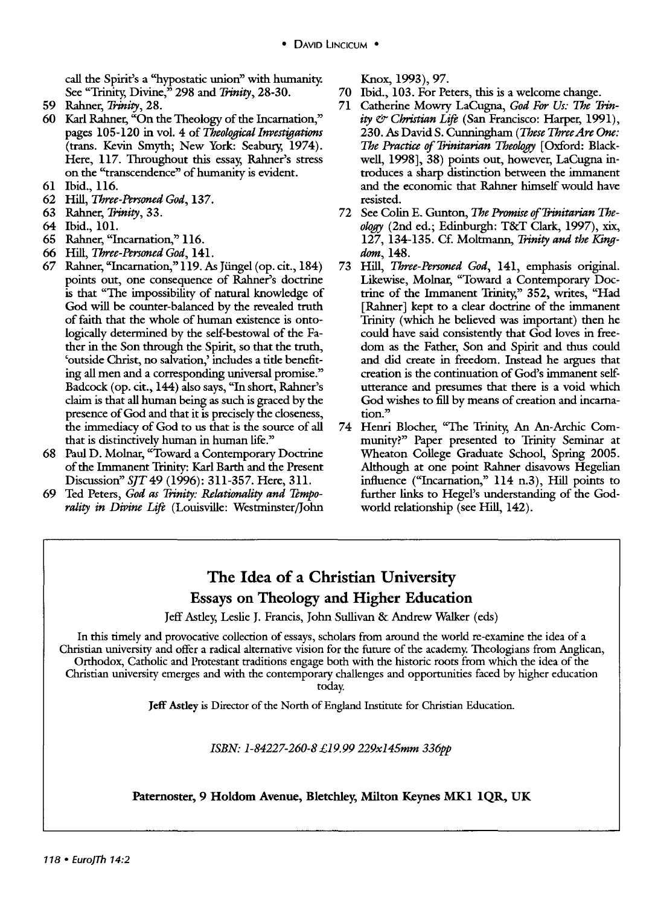call the Spirit's a "hypostatic union" with humanity. See "Trinity, Divine," 298 and *Trinity*, 28-30.

59 Rahner, *Trinity*, 28.

60 Karl Rahner, "On the Theology of the Incarnation," pages 105-120 in vol. 4 of *Theological Investigations* (trans. Kevin Smyth; New York: Seabury, 1974). Here, 117. Throughout this essay, Rahner's stress on the "transcendence" of humanity is evident.

61 Ibid., 116.

62 Hill, *Three-Personed God*, 137.

63 Rahner, *Trinity*, 33.

64 Ibid., 101.

65 Rahner, "Incarnation," 116.

66 Hill, *Three-Personed God*, 141.

67 Rahner, "Incarnation," 119. As Jüngel (op. cit., 184) points out, one consequence of Rahner's doctrine is that "The impossibility of natural knowledge of God will be counter-balanced by the revealed truth of faith that the whole of human existence is ontologically determined by the self-bestowal of the Father in the Son through the Spirit, so that the truth, 'outside Christ, no salvation,' includes a title benefiting all men and a corresponding universal promise." Badcock (op. cit., 144) also says, "In short, Rahner's claim is that all human being as such is graced by the presence of God and that it is precisely the closeness, the immediacy of God to us that is the source of all that is distinctively human in human life."

68 Paul D. Molnar, "Toward a Contemporary Doctrine of the Immanent Trinity: Karl Barth and the Present Discussion" *SJT* 49 (1996): 311-357. Here, 311.

69 Ted Peters, *God as Trinity: Relationality and Temporality in Divine Life* (Louisville: Westminster/John Knox, 1993), 97.

70 Ibid., 103. For Peters, this is a welcome change.

71 Catherine Mowry LaCugna, *God For Us: The Trinity & Christian Life* (San Francisco: Harper, 1991), 230. As David S. Cunningham (*These Three Are One: The Practice of Trinitarian Theology* [Oxford: Blackwell, 1998], 38) points out, however, LaCugna introduces a sharp distinction between the immanent and the economic that Rahner himself would have resisted.

72 See Colin E. Gunton, *The Promise of Trinitarian Theology* (2nd ed.; Edinburgh: T&T Clark, 1997), xix, 127, 134-135. Cf. Moltmann, *Trinity and the Kingdom*, 148.

73 Hill, *Three-Personed God*, 141, emphasis original. Likewise, Molnar, "Toward a Contemporary Doctrine of the Immanent Trinity," 352, writes, "Had [Rahner] kept to a clear doctrine of the immanent Trinity (which he believed was important) then he could have said consistently that God loves in freedom as the Father, Son and Spirit and thus could and did create in freedom. Instead he argues that creation is the continuation of God's immanent self-utterance and presumes that there is a void which God wishes to fill by means of creation and incarnation."

74 Henri Blocher, "The Trinity, An An-Archic Community?" Paper presented to Trinity Seminar at Wheaton College Graduate School, Spring 2005. Although at one point Rahner disavows Hegelian influence ("Incarnation," 114 n.3), Hill points to further links to Hegel's understanding of the God-world relationship (see Hill, 142).

## The Idea of a Christian University

### Essays on Theology and Higher Education

Jeff Astley, Leslie J. Francis, John Sullivan & Andrew Walker (eds)

In this timely and provocative collection of essays, scholars from around the world re-examine the idea of a Christian university and offer a radical alternative vision for the future of the academy. Theologians from Anglican, Orthodox, Catholic and Protestant traditions engage both with the historic roots from which the idea of the Christian university emerges and with the contemporary challenges and opportunities faced by higher education today.

**Jeff Astley** is Director of the North of England Institute for Christian Education.

*ISBN: 1-84227-260-8 £19.99 229x145mm 336pp*

**Paternoster, 9 Holdom Avenue, Bletchley, Milton Keynes MK1 1QR, UK**